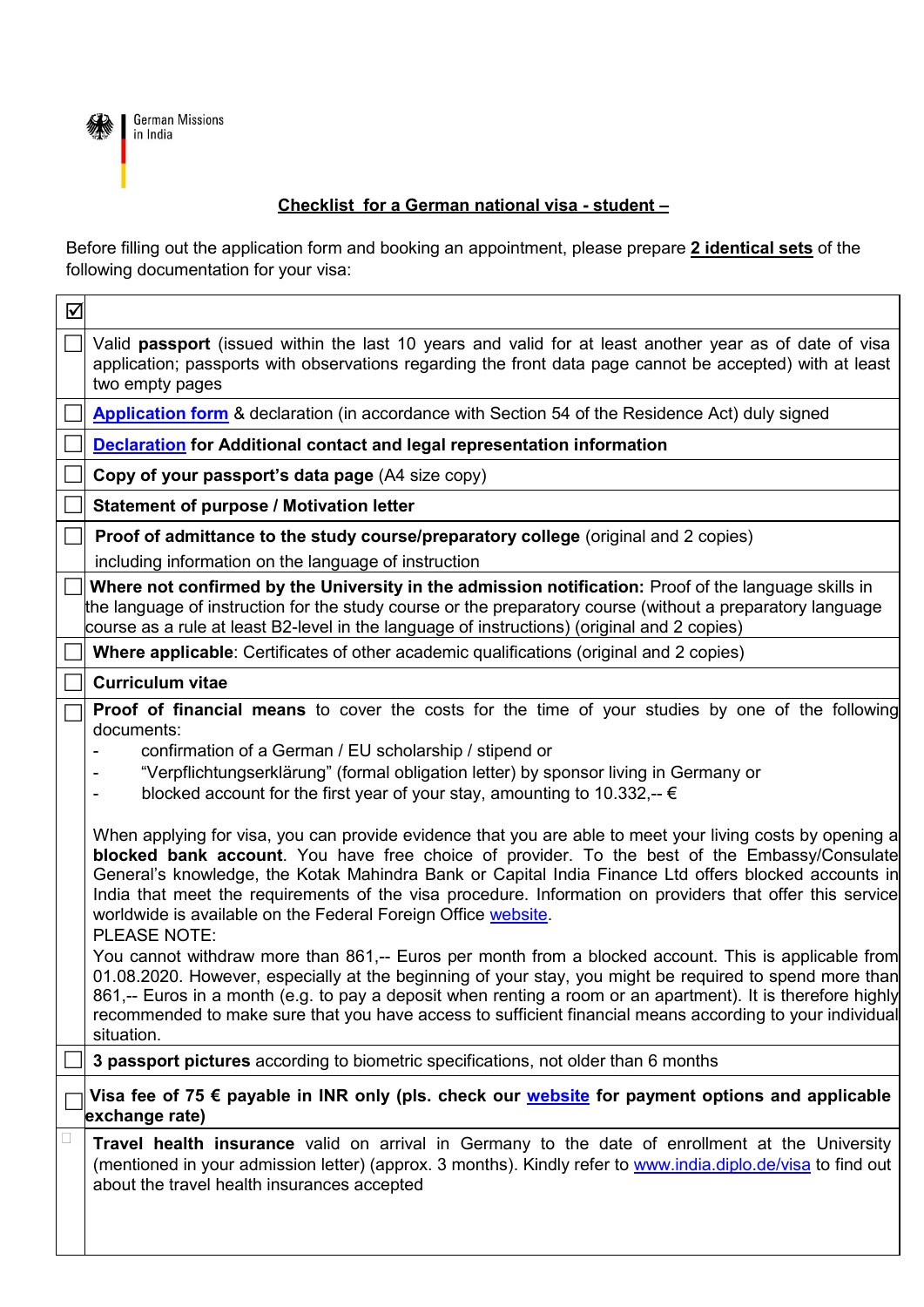German Missions in India

## Checklist for a German national visa - student –

Before filling out the application form and booking an appointment, please prepare **2 identical sets** of the following documentation for your visa:

| ☑ | |
|---|---|
| ☐ | Valid **passport** (issued within the last 10 years and valid for at least another year as of date of visa application; passports with observations regarding the front data page cannot be accepted) with at least two empty pages |
| ☐ | **Application form** & declaration (in accordance with Section 54 of the Residence Act) duly signed |
| ☐ | **Declaration for Additional contact and legal representation information** |
| ☐ | **Copy of your passport's data page** (A4 size copy) |
| ☐ | **Statement of purpose / Motivation letter** |
| ☐ | **Proof of admittance to the study course/preparatory college** (original and 2 copies) including information on the language of instruction |
| ☐ | **Where not confirmed by the University in the admission notification:** Proof of the language skills in the language of instruction for the study course or the preparatory course (without a preparatory language course as a rule at least B2-level in the language of instructions) (original and 2 copies) |
| ☐ | **Where applicable**: Certificates of other academic qualifications (original and 2 copies) |
| ☐ | **Curriculum vitae** |
| ☐ | **Proof of financial means** to cover the costs for the time of your studies by one of the following documents:<br>- confirmation of a German / EU scholarship / stipend or<br>- "Verpflichtungserklärung" (formal obligation letter) by sponsor living in Germany or<br>- blocked account for the first year of your stay, amounting to 10.332,-- €<br><br>When applying for visa, you can provide evidence that you are able to meet your living costs by opening a **blocked bank account**. You have free choice of provider. To the best of the Embassy/Consulate General's knowledge, the Kotak Mahindra Bank or Capital India Finance Ltd offers blocked accounts in India that meet the requirements of the visa procedure. Information on providers that offer this service worldwide is available on the Federal Foreign Office website.<br>PLEASE NOTE:<br>You cannot withdraw more than 861,-- Euros per month from a blocked account. This is applicable from 01.08.2020. However, especially at the beginning of your stay, you might be required to spend more than 861,-- Euros in a month (e.g. to pay a deposit when renting a room or an apartment). It is therefore highly recommended to make sure that you have access to sufficient financial means according to your individual situation. |
| ☐ | **3 passport pictures** according to biometric specifications, not older than 6 months |
| ☐ | **Visa fee of 75 € payable in INR only (pls. check our website for payment options and applicable exchange rate)** |
| ☐ | **Travel health insurance** valid on arrival in Germany to the date of enrollment at the University (mentioned in your admission letter) (approx. 3 months). Kindly refer to www.india.diplo.de/visa to find out about the travel health insurances accepted |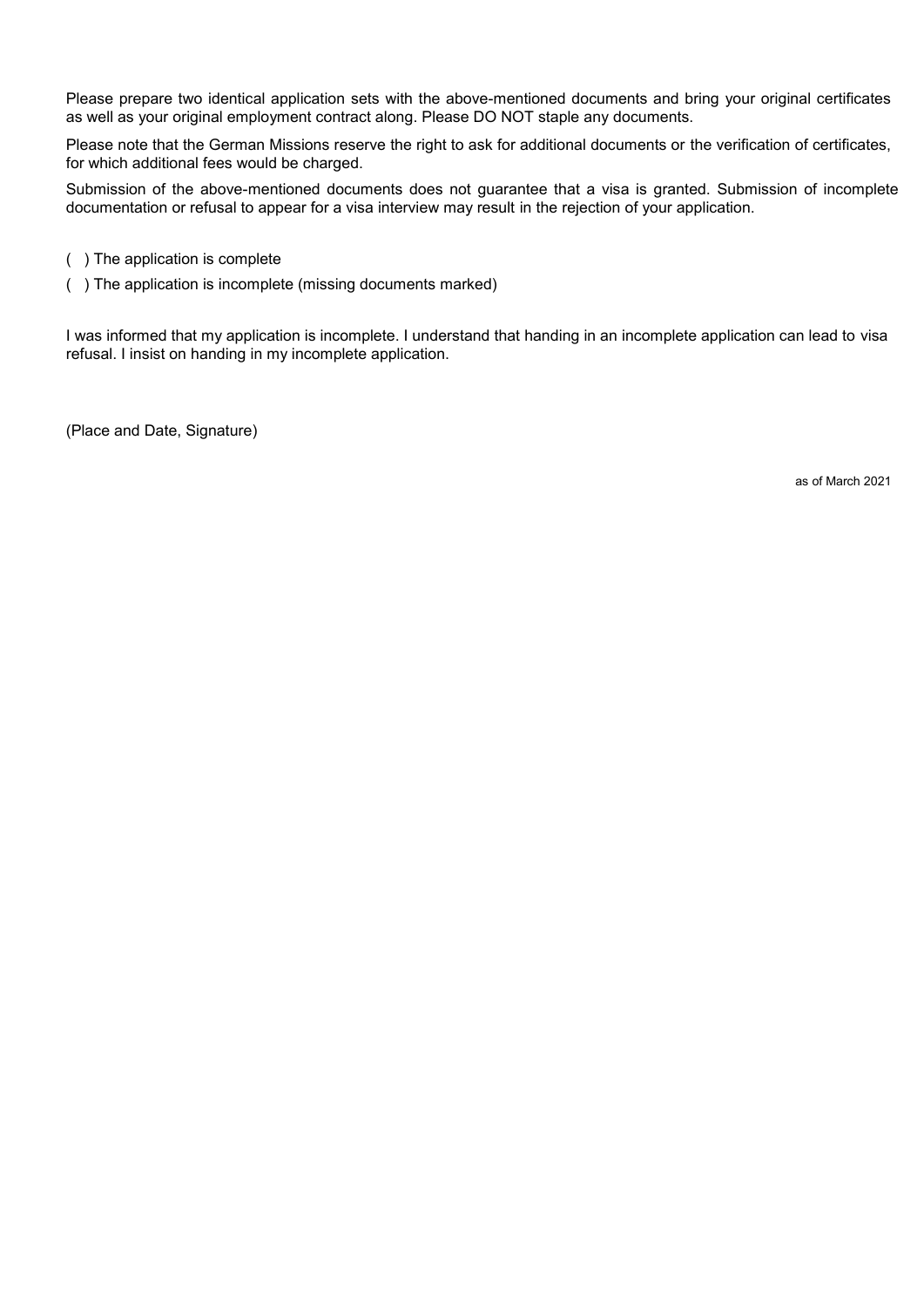Please prepare two identical application sets with the above-mentioned documents and bring your original certificates as well as your original employment contract along. Please DO NOT staple any documents.

Please note that the German Missions reserve the right to ask for additional documents or the verification of certificates, for which additional fees would be charged.

Submission of the above-mentioned documents does not guarantee that a visa is granted. Submission of incomplete documentation or refusal to appear for a visa interview may result in the rejection of your application.

( ) The application is complete

( ) The application is incomplete (missing documents marked)

I was informed that my application is incomplete. I understand that handing in an incomplete application can lead to visa refusal. I insist on handing in my incomplete application.

(Place and Date, Signature)

as of March 2021